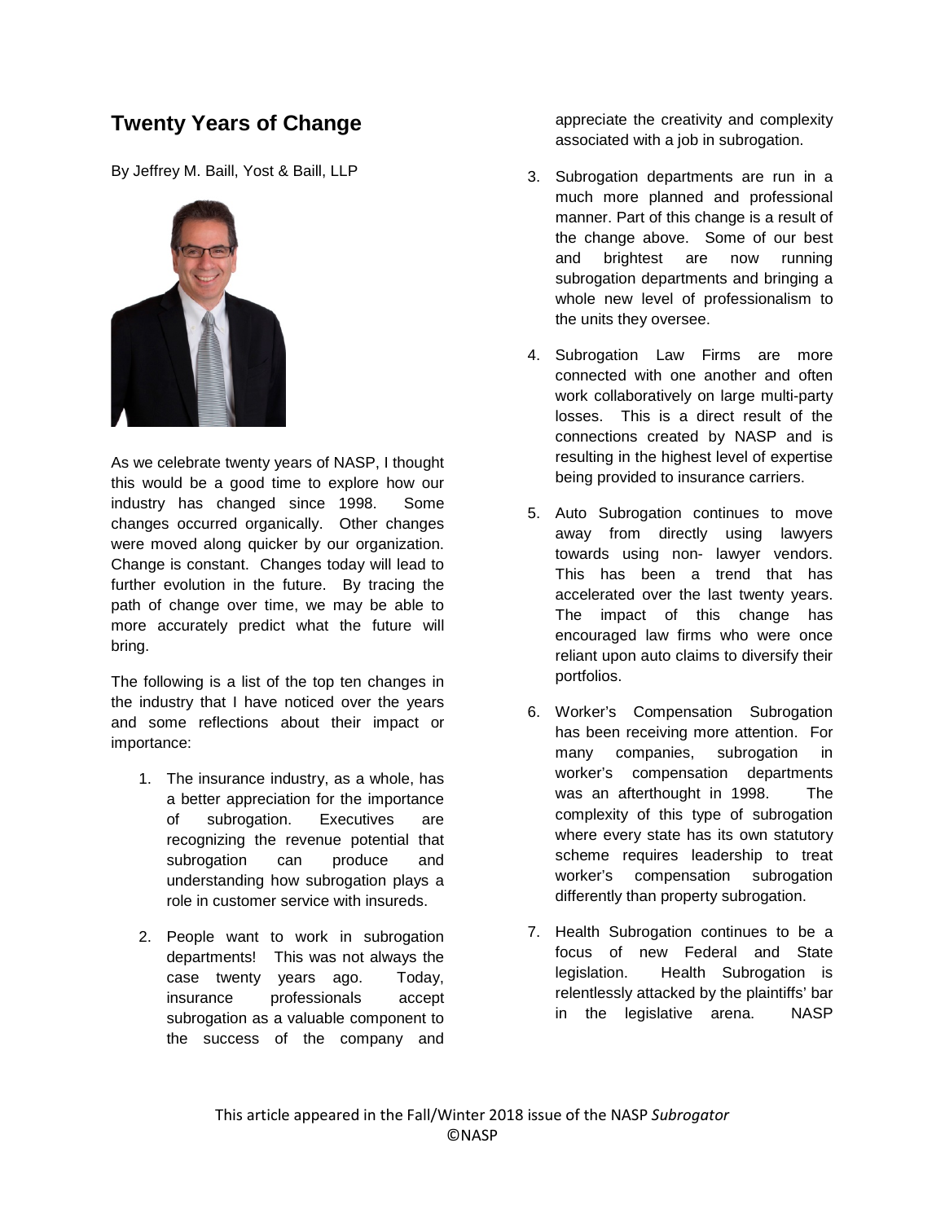# Twenty Years of Change

By Jeffrey M. Baill, Yost & Baill, LLP

As we celebrate twenty years of NASP, I thought this would be a good time to explore how our industry has changed since 1998. Some changes occurred organically. Other changes were moved along quicker by our organization. Change is constant. Changes today will lead to further evolution in the future. By tracing the path of change over time, we may be able to more accurately predict what the future will bring.

The following is a list of the top ten changes in the industry that I have noticed over the years and some reflections about their impact or importance:

1. The insurance industry, as a whole, has a better appreciation for the importance of subrogation. Executives are recognizing the revenue potential that subrogation can produce and understanding how subrogation plays a role in customer service with insureds.

2. People want to work in subrogation departments! This was not always the case twenty years ago. Today, insurance professionals accept subrogation as a valuable component to the success of the company and appreciate the creativity and complexity associated with a job in subrogation.

3. Subrogation departments are run in a much more planned and professional manner. Part of this change is a result of the change above. Some of our best and brightest are now running subrogation departments and bringing a whole new level of professionalism to the units they oversee.

4. Subrogation Law Firms are more connected with one another and often work collaboratively on large multi-party losses. This is a direct result of the connections created by NASP and is resulting in the highest level of expertise being provided to insurance carriers.

5. Auto Subrogation continues to move away from directly using lawyers towards using non- lawyer vendors. This has been a trend that has accelerated over the last twenty years. The impact of this change has encouraged law firms who were once reliant upon auto claims to diversify their portfolios.

6. Worker's Compensation Subrogation has been receiving more attention. For many companies, subrogation in worker's compensation departments was an afterthought in 1998. The complexity of this type of subrogation where every state has its own statutory scheme requires leadership to treat worker's compensation subrogation differently than property subrogation.

7. Health Subrogation continues to be a focus of new Federal and State legislation. Health Subrogation is relentlessly attacked by the plaintiffs' bar in the legislative arena. NASP

This article appeared in the Fall/Winter 2018 issue of the NASP *Subrogator*
©NASP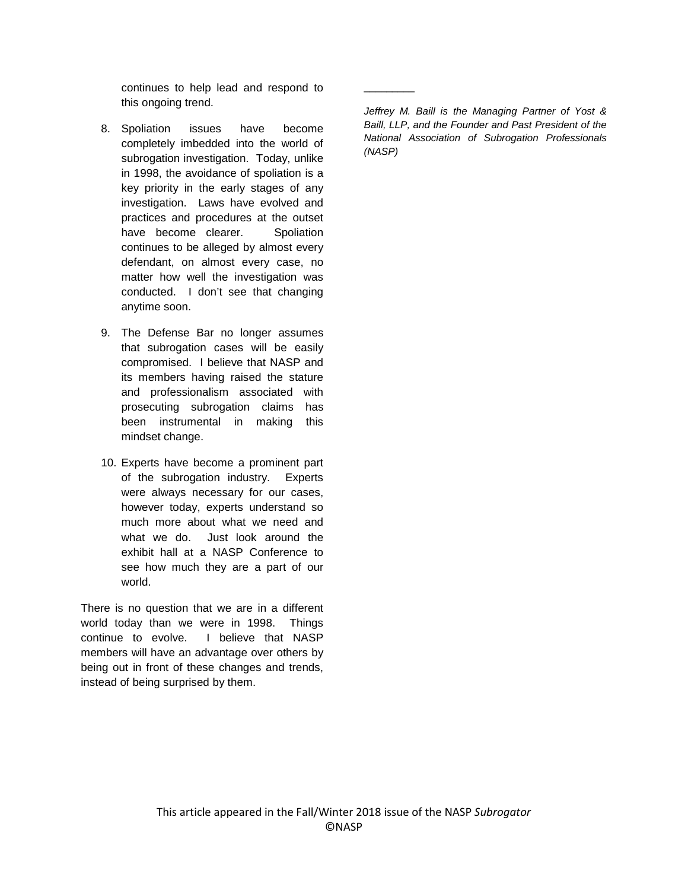continues to help lead and respond to this ongoing trend.

8. Spoliation issues have become completely imbedded into the world of subrogation investigation. Today, unlike in 1998, the avoidance of spoliation is a key priority in the early stages of any investigation. Laws have evolved and practices and procedures at the outset have become clearer. Spoliation continues to be alleged by almost every defendant, on almost every case, no matter how well the investigation was conducted. I don't see that changing anytime soon.

9. The Defense Bar no longer assumes that subrogation cases will be easily compromised. I believe that NASP and its members having raised the stature and professionalism associated with prosecuting subrogation claims has been instrumental in making this mindset change.

10. Experts have become a prominent part of the subrogation industry. Experts were always necessary for our cases, however today, experts understand so much more about what we need and what we do. Just look around the exhibit hall at a NASP Conference to see how much they are a part of our world.

There is no question that we are in a different world today than we were in 1998. Things continue to evolve. I believe that NASP members will have an advantage over others by being out in front of these changes and trends, instead of being surprised by them.

________

*Jeffrey M. Baill is the Managing Partner of Yost & Baill, LLP, and the Founder and Past President of the National Association of Subrogation Professionals (NASP)*

This article appeared in the Fall/Winter 2018 issue of the NASP *Subrogator*
©NASP